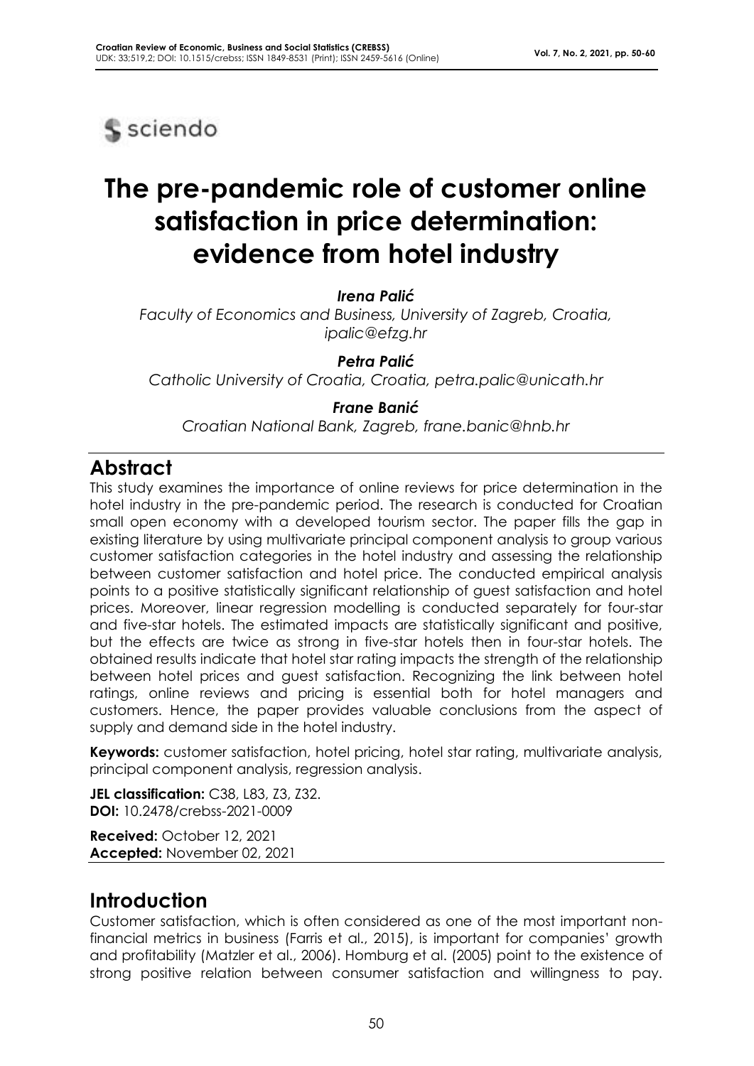# The pre-pandemic role of customer online satisfaction in price determination: evidence from hotel industry

***Irena Palić***

*Faculty of Economics and Business, University of Zagreb, Croatia, ipalic@efzg.hr*

***Petra Palić***

*Catholic University of Croatia, Croatia, petra.palic@unicath.hr*

***Frane Banić***

*Croatian National Bank, Zagreb, frane.banic@hnb.hr*

## Abstract

This study examines the importance of online reviews for price determination in the hotel industry in the pre-pandemic period. The research is conducted for Croatian small open economy with a developed tourism sector. The paper fills the gap in existing literature by using multivariate principal component analysis to group various customer satisfaction categories in the hotel industry and assessing the relationship between customer satisfaction and hotel price. The conducted empirical analysis points to a positive statistically significant relationship of guest satisfaction and hotel prices. Moreover, linear regression modelling is conducted separately for four-star and five-star hotels. The estimated impacts are statistically significant and positive, but the effects are twice as strong in five-star hotels then in four-star hotels. The obtained results indicate that hotel star rating impacts the strength of the relationship between hotel prices and guest satisfaction. Recognizing the link between hotel ratings, online reviews and pricing is essential both for hotel managers and customers. Hence, the paper provides valuable conclusions from the aspect of supply and demand side in the hotel industry.

**Keywords:** customer satisfaction, hotel pricing, hotel star rating, multivariate analysis, principal component analysis, regression analysis.

**JEL classification:** C38, L83, Z3, Z32.
**DOI:** 10.2478/crebss-2021-0009

**Received:** October 12, 2021
**Accepted:** November 02, 2021

## Introduction

Customer satisfaction, which is often considered as one of the most important non-financial metrics in business (Farris et al., 2015), is important for companies' growth and profitability (Matzler et al., 2006). Homburg et al. (2005) point to the existence of strong positive relation between consumer satisfaction and willingness to pay.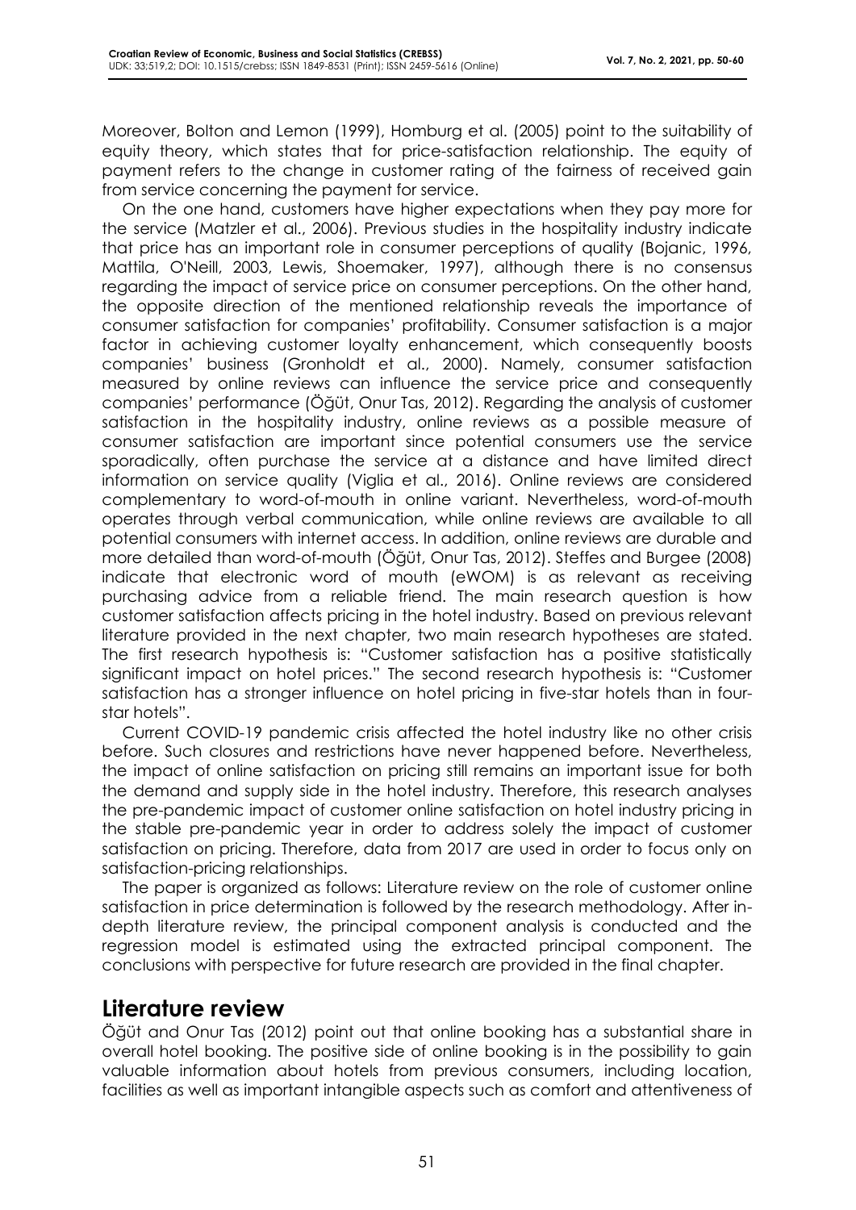Moreover, Bolton and Lemon (1999), Homburg et al. (2005) point to the suitability of equity theory, which states that for price-satisfaction relationship. The equity of payment refers to the change in customer rating of the fairness of received gain from service concerning the payment for service.

On the one hand, customers have higher expectations when they pay more for the service (Matzler et al., 2006). Previous studies in the hospitality industry indicate that price has an important role in consumer perceptions of quality (Bojanic, 1996, Mattila, O'Neill, 2003, Lewis, Shoemaker, 1997), although there is no consensus regarding the impact of service price on consumer perceptions. On the other hand, the opposite direction of the mentioned relationship reveals the importance of consumer satisfaction for companies' profitability. Consumer satisfaction is a major factor in achieving customer loyalty enhancement, which consequently boosts companies' business (Gronholdt et al., 2000). Namely, consumer satisfaction measured by online reviews can influence the service price and consequently companies' performance (Öğüt, Onur Tas, 2012). Regarding the analysis of customer satisfaction in the hospitality industry, online reviews as a possible measure of consumer satisfaction are important since potential consumers use the service sporadically, often purchase the service at a distance and have limited direct information on service quality (Viglia et al., 2016). Online reviews are considered complementary to word-of-mouth in online variant. Nevertheless, word-of-mouth operates through verbal communication, while online reviews are available to all potential consumers with internet access. In addition, online reviews are durable and more detailed than word-of-mouth (Öğüt, Onur Tas, 2012). Steffes and Burgee (2008) indicate that electronic word of mouth (eWOM) is as relevant as receiving purchasing advice from a reliable friend. The main research question is how customer satisfaction affects pricing in the hotel industry. Based on previous relevant literature provided in the next chapter, two main research hypotheses are stated. The first research hypothesis is: "Customer satisfaction has a positive statistically significant impact on hotel prices." The second research hypothesis is: "Customer satisfaction has a stronger influence on hotel pricing in five-star hotels than in four-star hotels".

Current COVID-19 pandemic crisis affected the hotel industry like no other crisis before. Such closures and restrictions have never happened before. Nevertheless, the impact of online satisfaction on pricing still remains an important issue for both the demand and supply side in the hotel industry. Therefore, this research analyses the pre-pandemic impact of customer online satisfaction on hotel industry pricing in the stable pre-pandemic year in order to address solely the impact of customer satisfaction on pricing. Therefore, data from 2017 are used in order to focus only on satisfaction-pricing relationships.

The paper is organized as follows: Literature review on the role of customer online satisfaction in price determination is followed by the research methodology. After in-depth literature review, the principal component analysis is conducted and the regression model is estimated using the extracted principal component. The conclusions with perspective for future research are provided in the final chapter.

## Literature review

Öğüt and Onur Tas (2012) point out that online booking has a substantial share in overall hotel booking. The positive side of online booking is in the possibility to gain valuable information about hotels from previous consumers, including location, facilities as well as important intangible aspects such as comfort and attentiveness of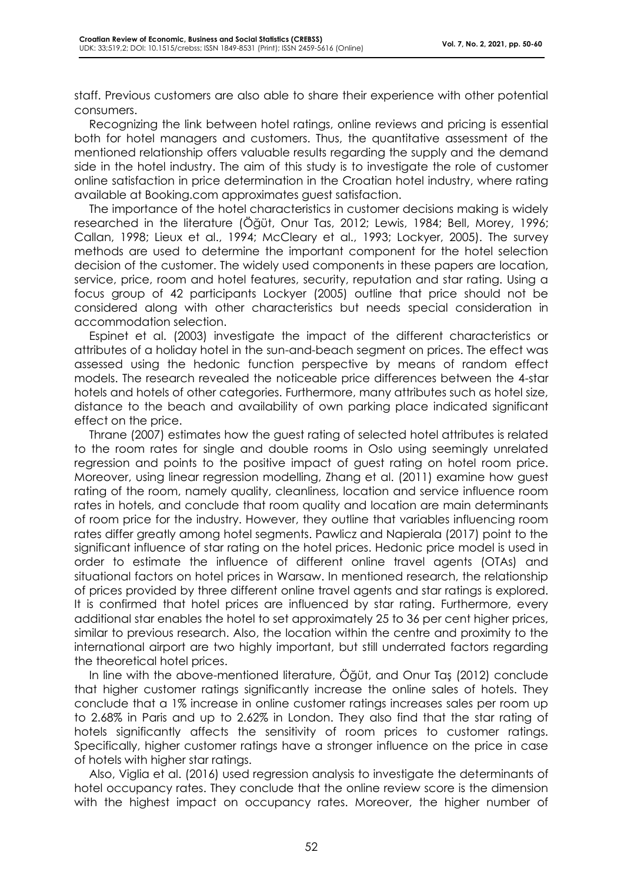staff. Previous customers are also able to share their experience with other potential consumers.

Recognizing the link between hotel ratings, online reviews and pricing is essential both for hotel managers and customers. Thus, the quantitative assessment of the mentioned relationship offers valuable results regarding the supply and the demand side in the hotel industry. The aim of this study is to investigate the role of customer online satisfaction in price determination in the Croatian hotel industry, where rating available at Booking.com approximates guest satisfaction.

The importance of the hotel characteristics in customer decisions making is widely researched in the literature (Öğüt, Onur Tas, 2012; Lewis, 1984; Bell, Morey, 1996; Callan, 1998; Lieux et al., 1994; McCleary et al., 1993; Lockyer, 2005). The survey methods are used to determine the important component for the hotel selection decision of the customer. The widely used components in these papers are location, service, price, room and hotel features, security, reputation and star rating. Using a focus group of 42 participants Lockyer (2005) outline that price should not be considered along with other characteristics but needs special consideration in accommodation selection.

Espinet et al. (2003) investigate the impact of the different characteristics or attributes of a holiday hotel in the sun-and-beach segment on prices. The effect was assessed using the hedonic function perspective by means of random effect models. The research revealed the noticeable price differences between the 4-star hotels and hotels of other categories. Furthermore, many attributes such as hotel size, distance to the beach and availability of own parking place indicated significant effect on the price.

Thrane (2007) estimates how the guest rating of selected hotel attributes is related to the room rates for single and double rooms in Oslo using seemingly unrelated regression and points to the positive impact of guest rating on hotel room price. Moreover, using linear regression modelling, Zhang et al. (2011) examine how guest rating of the room, namely quality, cleanliness, location and service influence room rates in hotels, and conclude that room quality and location are main determinants of room price for the industry. However, they outline that variables influencing room rates differ greatly among hotel segments. Pawlicz and Napierala (2017) point to the significant influence of star rating on the hotel prices. Hedonic price model is used in order to estimate the influence of different online travel agents (OTAs) and situational factors on hotel prices in Warsaw. In mentioned research, the relationship of prices provided by three different online travel agents and star ratings is explored. It is confirmed that hotel prices are influenced by star rating. Furthermore, every additional star enables the hotel to set approximately 25 to 36 per cent higher prices, similar to previous research. Also, the location within the centre and proximity to the international airport are two highly important, but still underrated factors regarding the theoretical hotel prices.

In line with the above-mentioned literature, Öğüt, and Onur Taş (2012) conclude that higher customer ratings significantly increase the online sales of hotels. They conclude that a 1% increase in online customer ratings increases sales per room up to 2.68% in Paris and up to 2.62% in London. They also find that the star rating of hotels significantly affects the sensitivity of room prices to customer ratings. Specifically, higher customer ratings have a stronger influence on the price in case of hotels with higher star ratings.

Also, Viglia et al. (2016) used regression analysis to investigate the determinants of hotel occupancy rates. They conclude that the online review score is the dimension with the highest impact on occupancy rates. Moreover, the higher number of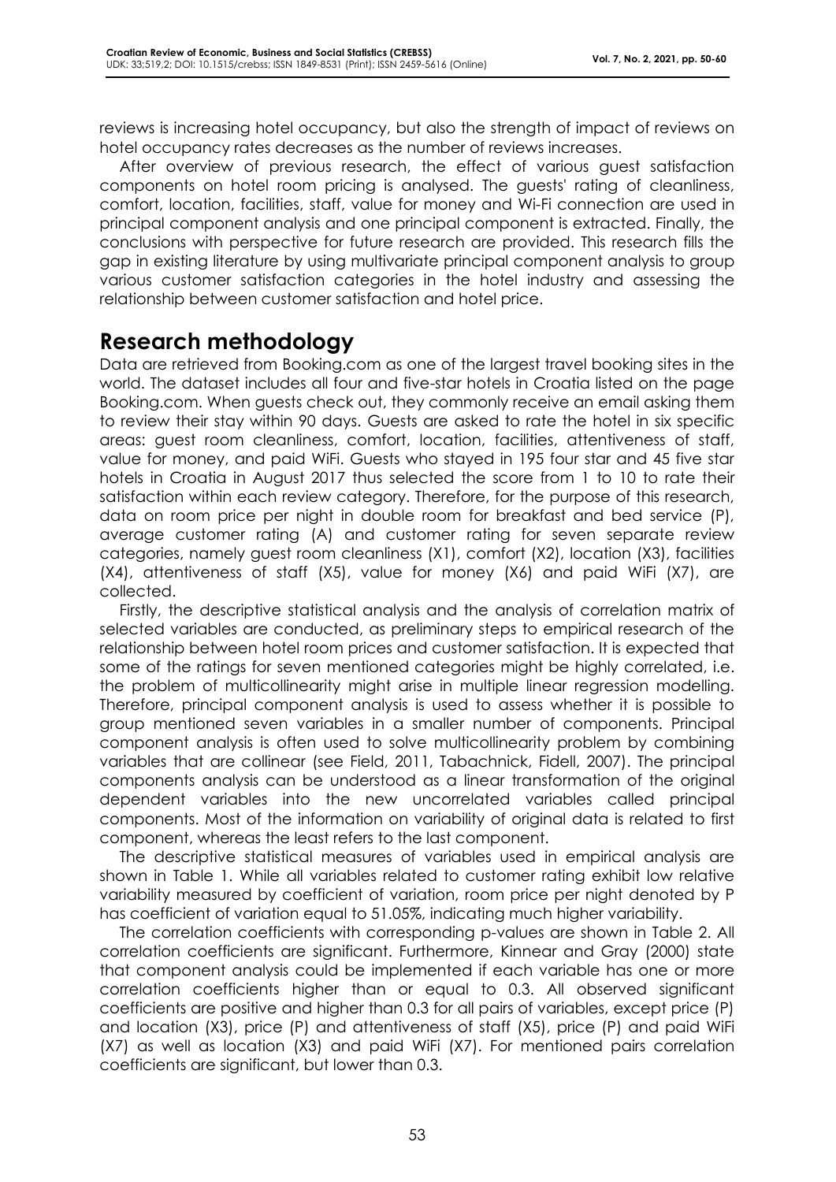reviews is increasing hotel occupancy, but also the strength of impact of reviews on hotel occupancy rates decreases as the number of reviews increases.

After overview of previous research, the effect of various guest satisfaction components on hotel room pricing is analysed. The guests' rating of cleanliness, comfort, location, facilities, staff, value for money and Wi-Fi connection are used in principal component analysis and one principal component is extracted. Finally, the conclusions with perspective for future research are provided. This research fills the gap in existing literature by using multivariate principal component analysis to group various customer satisfaction categories in the hotel industry and assessing the relationship between customer satisfaction and hotel price.

# Research methodology

Data are retrieved from Booking.com as one of the largest travel booking sites in the world. The dataset includes all four and five-star hotels in Croatia listed on the page Booking.com. When guests check out, they commonly receive an email asking them to review their stay within 90 days. Guests are asked to rate the hotel in six specific areas: guest room cleanliness, comfort, location, facilities, attentiveness of staff, value for money, and paid WiFi. Guests who stayed in 195 four star and 45 five star hotels in Croatia in August 2017 thus selected the score from 1 to 10 to rate their satisfaction within each review category. Therefore, for the purpose of this research, data on room price per night in double room for breakfast and bed service (P), average customer rating (A) and customer rating for seven separate review categories, namely guest room cleanliness (X1), comfort (X2), location (X3), facilities (X4), attentiveness of staff (X5), value for money (X6) and paid WiFi (X7), are collected.

Firstly, the descriptive statistical analysis and the analysis of correlation matrix of selected variables are conducted, as preliminary steps to empirical research of the relationship between hotel room prices and customer satisfaction. It is expected that some of the ratings for seven mentioned categories might be highly correlated, i.e. the problem of multicollinearity might arise in multiple linear regression modelling. Therefore, principal component analysis is used to assess whether it is possible to group mentioned seven variables in a smaller number of components. Principal component analysis is often used to solve multicollinearity problem by combining variables that are collinear (see Field, 2011, Tabachnick, Fidell, 2007). The principal components analysis can be understood as a linear transformation of the original dependent variables into the new uncorrelated variables called principal components. Most of the information on variability of original data is related to first component, whereas the least refers to the last component.

The descriptive statistical measures of variables used in empirical analysis are shown in Table 1. While all variables related to customer rating exhibit low relative variability measured by coefficient of variation, room price per night denoted by P has coefficient of variation equal to 51.05%, indicating much higher variability.

The correlation coefficients with corresponding p-values are shown in Table 2. All correlation coefficients are significant. Furthermore, Kinnear and Gray (2000) state that component analysis could be implemented if each variable has one or more correlation coefficients higher than or equal to 0.3. All observed significant coefficients are positive and higher than 0.3 for all pairs of variables, except price (P) and location (X3), price (P) and attentiveness of staff (X5), price (P) and paid WiFi (X7) as well as location (X3) and paid WiFi (X7). For mentioned pairs correlation coefficients are significant, but lower than 0.3.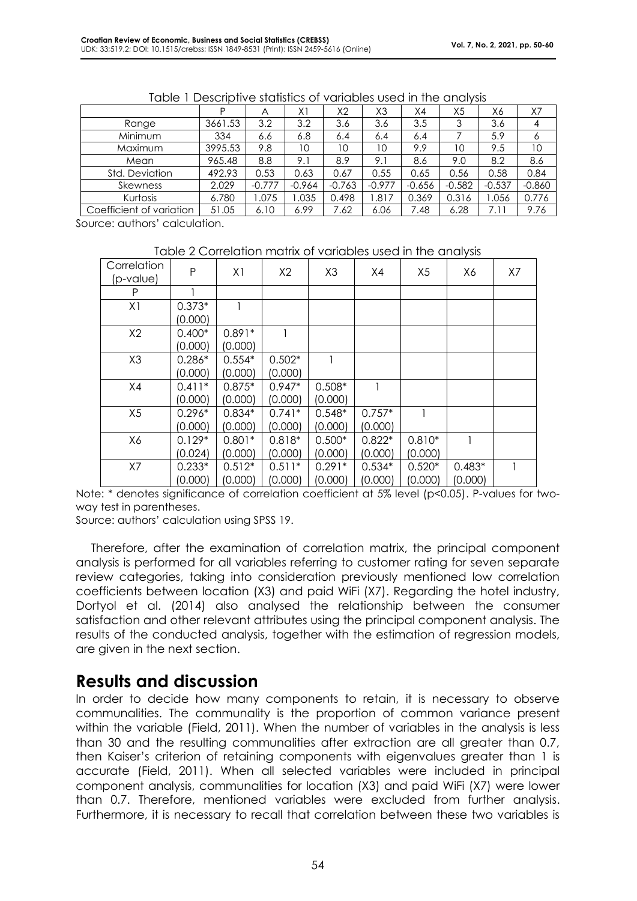Table 1 Descriptive statistics of variables used in the analysis

| | P | A | X1 | X2 | X3 | X4 | X5 | X6 | X7 |
|---|---|---|---|---|---|---|---|---|---|
| Range | 3661.53 | 3.2 | 3.2 | 3.6 | 3.6 | 3.5 | 3 | 3.6 | 4 |
| Minimum | 334 | 6.6 | 6.8 | 6.4 | 6.4 | 6.4 | 7 | 5.9 | 6 |
| Maximum | 3995.53 | 9.8 | 10 | 10 | 10 | 9.9 | 10 | 9.5 | 10 |
| Mean | 965.48 | 8.8 | 9.1 | 8.9 | 9.1 | 8.6 | 9.0 | 8.2 | 8.6 |
| Std. Deviation | 492.93 | 0.53 | 0.63 | 0.67 | 0.55 | 0.65 | 0.56 | 0.58 | 0.84 |
| Skewness | 2.029 | -0.777 | -0.964 | -0.763 | -0.977 | -0.656 | -0.582 | -0.537 | -0.860 |
| Kurtosis | 6.780 | 1.075 | 1.035 | 0.498 | 1.817 | 0.369 | 0.316 | 1.056 | 0.776 |
| Coefficient of variation | 51.05 | 6.10 | 6.99 | 7.62 | 6.06 | 7.48 | 6.28 | 7.11 | 9.76 |

Source: authors' calculation.

Table 2 Correlation matrix of variables used in the analysis

| Correlation (p-value) | P | X1 | X2 | X3 | X4 | X5 | X6 | X7 |
|---|---|---|---|---|---|---|---|---|
| P | 1 | | | | | | | |
| X1 | 0.373* (0.000) | 1 | | | | | | |
| X2 | 0.400* (0.000) | 0.891* (0.000) | 1 | | | | | |
| X3 | 0.286* (0.000) | 0.554* (0.000) | 0.502* (0.000) | 1 | | | | |
| X4 | 0.411* (0.000) | 0.875* (0.000) | 0.947* (0.000) | 0.508* (0.000) | 1 | | | |
| X5 | 0.296* (0.000) | 0.834* (0.000) | 0.741* (0.000) | 0.548* (0.000) | 0.757* (0.000) | 1 | | |
| X6 | 0.129* (0.024) | 0.801* (0.000) | 0.818* (0.000) | 0.500* (0.000) | 0.822* (0.000) | 0.810* (0.000) | 1 | |
| X7 | 0.233* (0.000) | 0.512* (0.000) | 0.511* (0.000) | 0.291* (0.000) | 0.534* (0.000) | 0.520* (0.000) | 0.483* (0.000) | 1 |

Note: * denotes significance of correlation coefficient at 5% level ($p<0.05$). P-values for two-way test in parentheses.

Source: authors' calculation using SPSS 19.

Therefore, after the examination of correlation matrix, the principal component analysis is performed for all variables referring to customer rating for seven separate review categories, taking into consideration previously mentioned low correlation coefficients between location (X3) and paid WiFi (X7). Regarding the hotel industry, Dortyol et al. (2014) also analysed the relationship between the consumer satisfaction and other relevant attributes using the principal component analysis. The results of the conducted analysis, together with the estimation of regression models, are given in the next section.

# Results and discussion

In order to decide how many components to retain, it is necessary to observe communalities. The communality is the proportion of common variance present within the variable (Field, 2011). When the number of variables in the analysis is less than 30 and the resulting communalities after extraction are all greater than 0.7, then Kaiser's criterion of retaining components with eigenvalues greater than 1 is accurate (Field, 2011). When all selected variables were included in principal component analysis, communalities for location (X3) and paid WiFi (X7) were lower than 0.7. Therefore, mentioned variables were excluded from further analysis. Furthermore, it is necessary to recall that correlation between these two variables is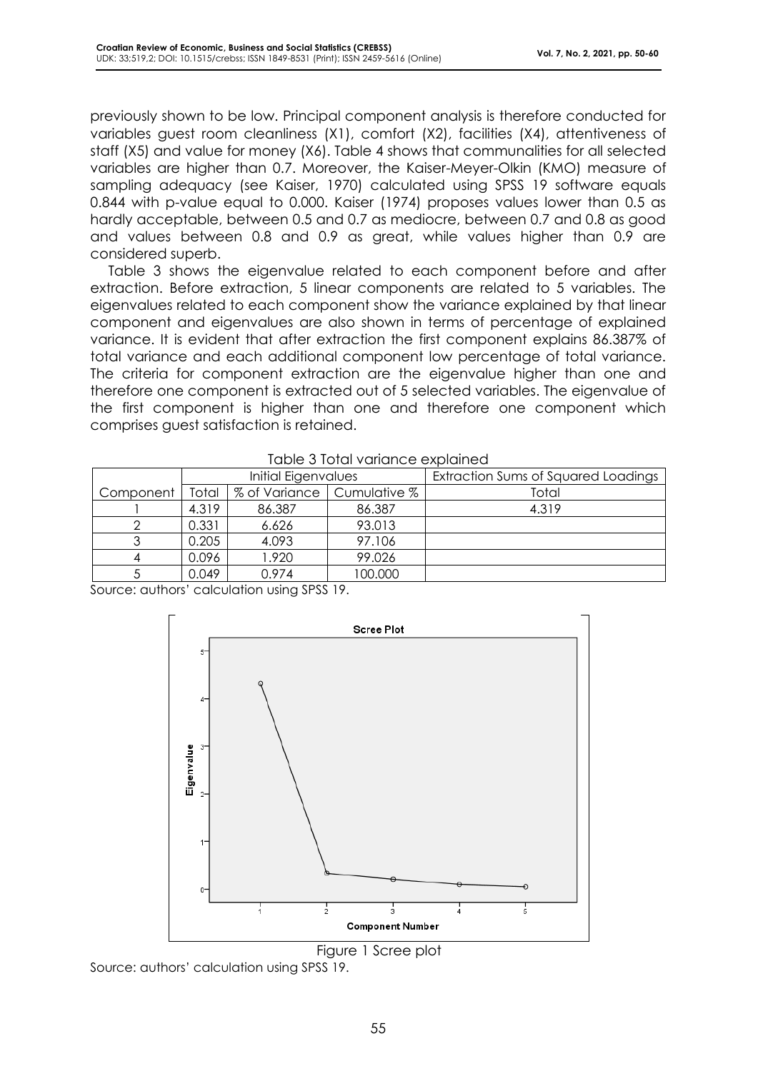previously shown to be low. Principal component analysis is therefore conducted for variables guest room cleanliness (X1), comfort (X2), facilities (X4), attentiveness of staff (X5) and value for money (X6). Table 4 shows that communalities for all selected variables are higher than 0.7. Moreover, the Kaiser-Meyer-Olkin (KMO) measure of sampling adequacy (see Kaiser, 1970) calculated using SPSS 19 software equals 0.844 with p-value equal to 0.000. Kaiser (1974) proposes values lower than 0.5 as hardly acceptable, between 0.5 and 0.7 as mediocre, between 0.7 and 0.8 as good and values between 0.8 and 0.9 as great, while values higher than 0.9 are considered superb.

Table 3 shows the eigenvalue related to each component before and after extraction. Before extraction, 5 linear components are related to 5 variables. The eigenvalues related to each component show the variance explained by that linear component and eigenvalues are also shown in terms of percentage of explained variance. It is evident that after extraction the first component explains 86.387% of total variance and each additional component low percentage of total variance. The criteria for component extraction are the eigenvalue higher than one and therefore one component is extracted out of 5 selected variables. The eigenvalue of the first component is higher than one and therefore one component which comprises guest satisfaction is retained.

Table 3 Total variance explained

| | Initial Eigenvalues | | | Extraction Sums of Squared Loadings |
|---|---|---|---|---|
| Component | Total | % of Variance | Cumulative % | Total |
| 1 | 4.319 | 86.387 | 86.387 | 4.319 |
| 2 | 0.331 | 6.626 | 93.013 | |
| 3 | 0.205 | 4.093 | 97.106 | |
| 4 | 0.096 | 1.920 | 99.026 | |
| 5 | 0.049 | 0.974 | 100.000 | |

Source: authors' calculation using SPSS 19.

Figure 1 Scree plot

Source: authors' calculation using SPSS 19.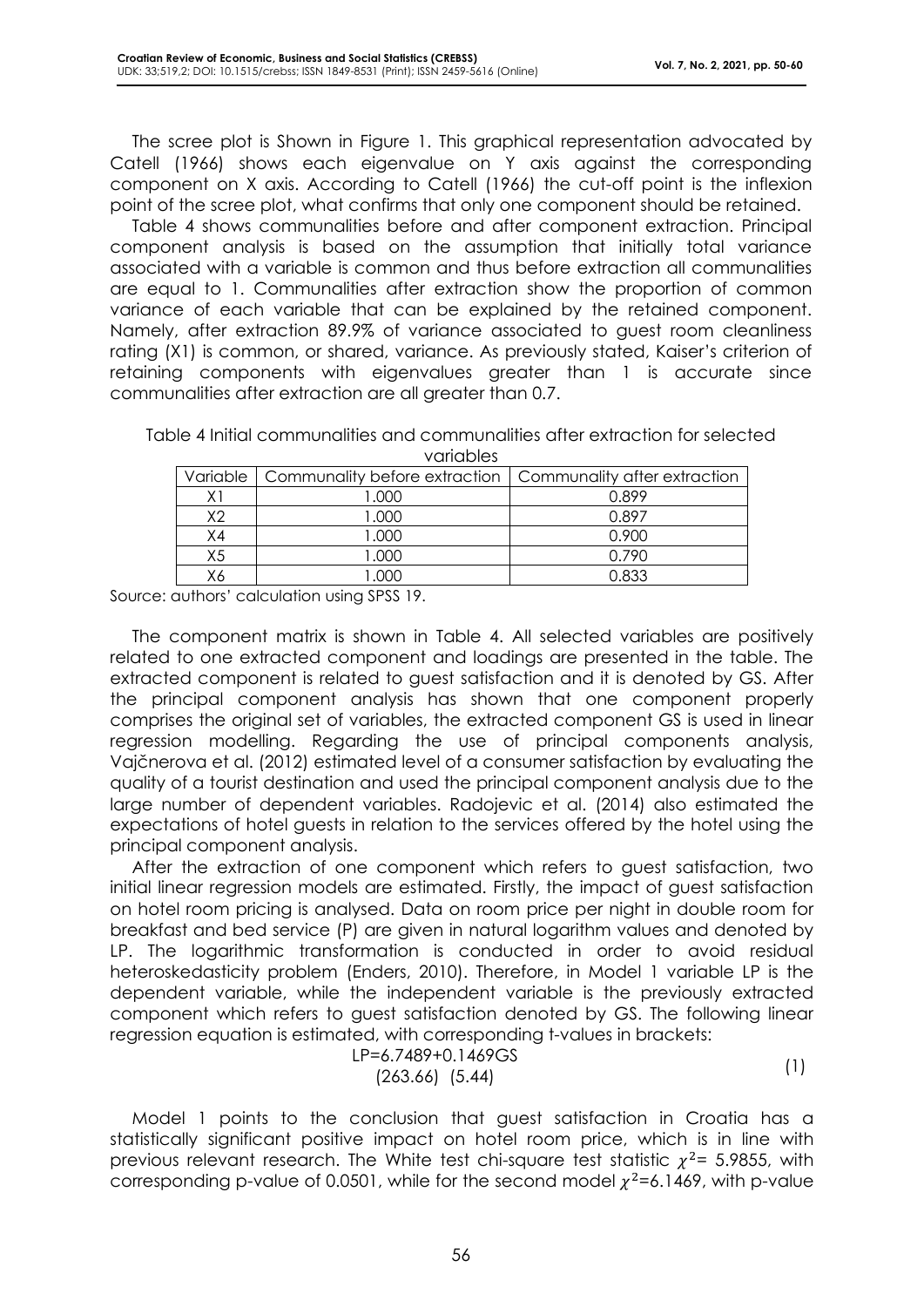The scree plot is Shown in Figure 1. This graphical representation advocated by Catell (1966) shows each eigenvalue on Y axis against the corresponding component on X axis. According to Catell (1966) the cut-off point is the inflexion point of the scree plot, what confirms that only one component should be retained.

Table 4 shows communalities before and after component extraction. Principal component analysis is based on the assumption that initially total variance associated with a variable is common and thus before extraction all communalities are equal to 1. Communalities after extraction show the proportion of common variance of each variable that can be explained by the retained component. Namely, after extraction 89.9% of variance associated to guest room cleanliness rating (X1) is common, or shared, variance. As previously stated, Kaiser's criterion of retaining components with eigenvalues greater than 1 is accurate since communalities after extraction are all greater than 0.7.

Table 4 Initial communalities and communalities after extraction for selected variables

| Variable | Communality before extraction | Communality after extraction |
|---|---|---|
| X1 | 1.000 | 0.899 |
| X2 | 1.000 | 0.897 |
| X4 | 1.000 | 0.900 |
| X5 | 1.000 | 0.790 |
| X6 | 1.000 | 0.833 |

Source: authors' calculation using SPSS 19.

The component matrix is shown in Table 4. All selected variables are positively related to one extracted component and loadings are presented in the table. The extracted component is related to guest satisfaction and it is denoted by GS. After the principal component analysis has shown that one component properly comprises the original set of variables, the extracted component GS is used in linear regression modelling. Regarding the use of principal components analysis, Vajčnerova et al. (2012) estimated level of a consumer satisfaction by evaluating the quality of a tourist destination and used the principal component analysis due to the large number of dependent variables. Radojevic et al. (2014) also estimated the expectations of hotel guests in relation to the services offered by the hotel using the principal component analysis.

After the extraction of one component which refers to guest satisfaction, two initial linear regression models are estimated. Firstly, the impact of guest satisfaction on hotel room pricing is analysed. Data on room price per night in double room for breakfast and bed service (P) are given in natural logarithm values and denoted by LP. The logarithmic transformation is conducted in order to avoid residual heteroskedasticity problem (Enders, 2010). Therefore, in Model 1 variable LP is the dependent variable, while the independent variable is the previously extracted component which refers to guest satisfaction denoted by GS. The following linear regression equation is estimated, with corresponding t-values in brackets:

$$\underset{(263.66)}{LP=6.7489}+\underset{(5.44)}{0.1469GS} \tag{1}$$

Model 1 points to the conclusion that guest satisfaction in Croatia has a statistically significant positive impact on hotel room price, which is in line with previous relevant research. The White test chi-square test statistic $\chi^2$= 5.9855, with corresponding p-value of 0.0501, while for the second model $\chi^2$=6.1469, with p-value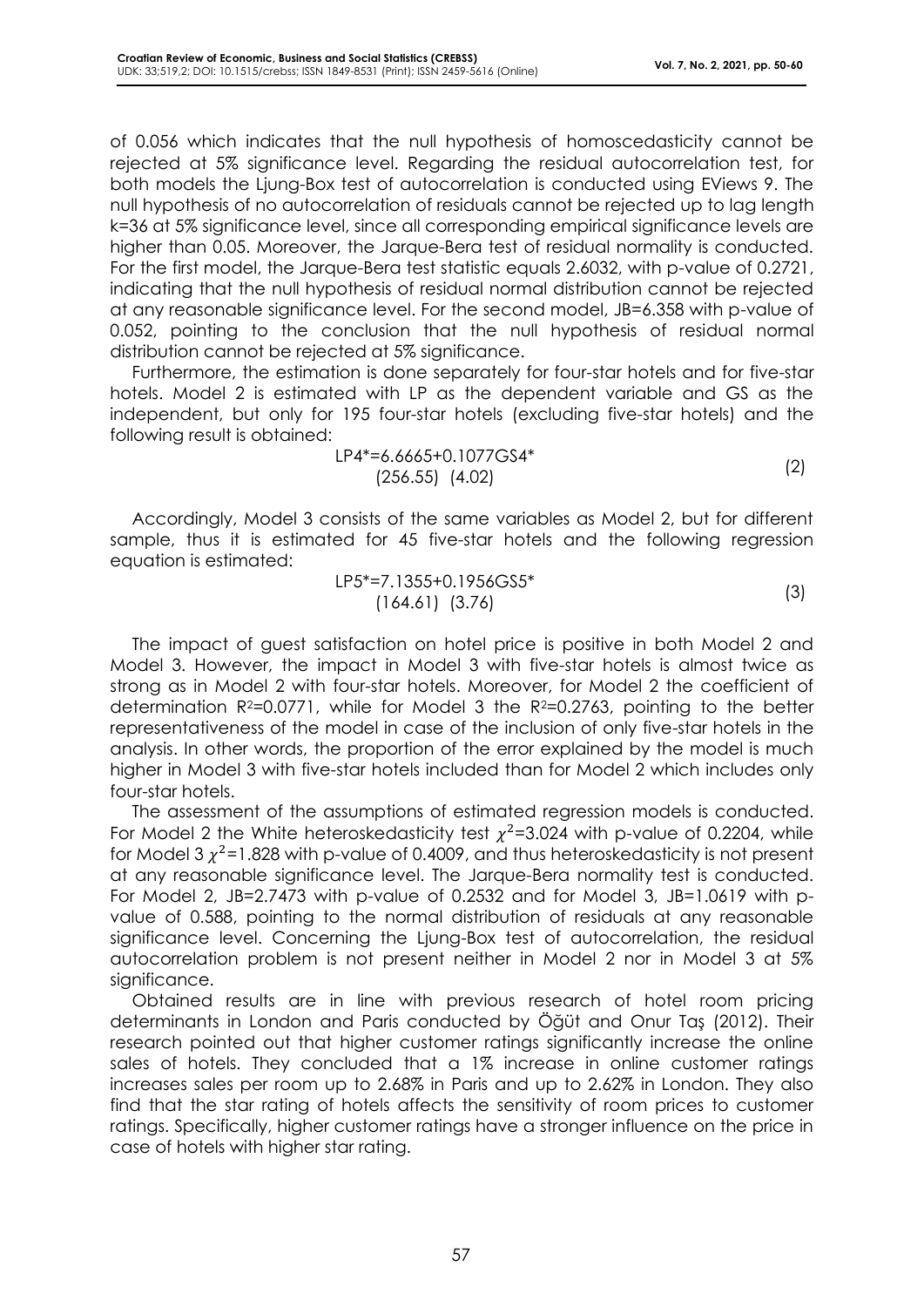of 0.056 which indicates that the null hypothesis of homoscedasticity cannot be rejected at 5% significance level. Regarding the residual autocorrelation test, for both models the Ljung-Box test of autocorrelation is conducted using EViews 9. The null hypothesis of no autocorrelation of residuals cannot be rejected up to lag length k=36 at 5% significance level, since all corresponding empirical significance levels are higher than 0.05. Moreover, the Jarque-Bera test of residual normality is conducted. For the first model, the Jarque-Bera test statistic equals 2.6032, with p-value of 0.2721, indicating that the null hypothesis of residual normal distribution cannot be rejected at any reasonable significance level. For the second model, JB=6.358 with p-value of 0.052, pointing to the conclusion that the null hypothesis of residual normal distribution cannot be rejected at 5% significance.

Furthermore, the estimation is done separately for four-star hotels and for five-star hotels. Model 2 is estimated with LP as the dependent variable and GS as the independent, but only for 195 four-star hotels (excluding five-star hotels) and the following result is obtained:

$$\underset{(256.55)}{LP4^*=6.6665}+\underset{(4.02)}{0.1077GS4^*} \tag{2}$$

Accordingly, Model 3 consists of the same variables as Model 2, but for different sample, thus it is estimated for 45 five-star hotels and the following regression equation is estimated:

$$\underset{(164.61)}{LP5^*=7.1355}+\underset{(3.76)}{0.1956GS5^*} \tag{3}$$

The impact of guest satisfaction on hotel price is positive in both Model 2 and Model 3. However, the impact in Model 3 with five-star hotels is almost twice as strong as in Model 2 with four-star hotels. Moreover, for Model 2 the coefficient of determination $R^2$=0.0771, while for Model 3 the $R^2$=0.2763, pointing to the better representativeness of the model in case of the inclusion of only five-star hotels in the analysis. In other words, the proportion of the error explained by the model is much higher in Model 3 with five-star hotels included than for Model 2 which includes only four-star hotels.

The assessment of the assumptions of estimated regression models is conducted. For Model 2 the White heteroskedasticity test $\chi^2$=3.024 with p-value of 0.2204, while for Model 3 $\chi^2$=1.828 with p-value of 0.4009, and thus heteroskedasticity is not present at any reasonable significance level. The Jarque-Bera normality test is conducted. For Model 2, JB=2.7473 with p-value of 0.2532 and for Model 3, JB=1.0619 with p-value of 0.588, pointing to the normal distribution of residuals at any reasonable significance level. Concerning the Ljung-Box test of autocorrelation, the residual autocorrelation problem is not present neither in Model 2 nor in Model 3 at 5% significance.

Obtained results are in line with previous research of hotel room pricing determinants in London and Paris conducted by Öğüt and Onur Taş (2012). Their research pointed out that higher customer ratings significantly increase the online sales of hotels. They concluded that a 1% increase in online customer ratings increases sales per room up to 2.68% in Paris and up to 2.62% in London. They also find that the star rating of hotels affects the sensitivity of room prices to customer ratings. Specifically, higher customer ratings have a stronger influence on the price in case of hotels with higher star rating.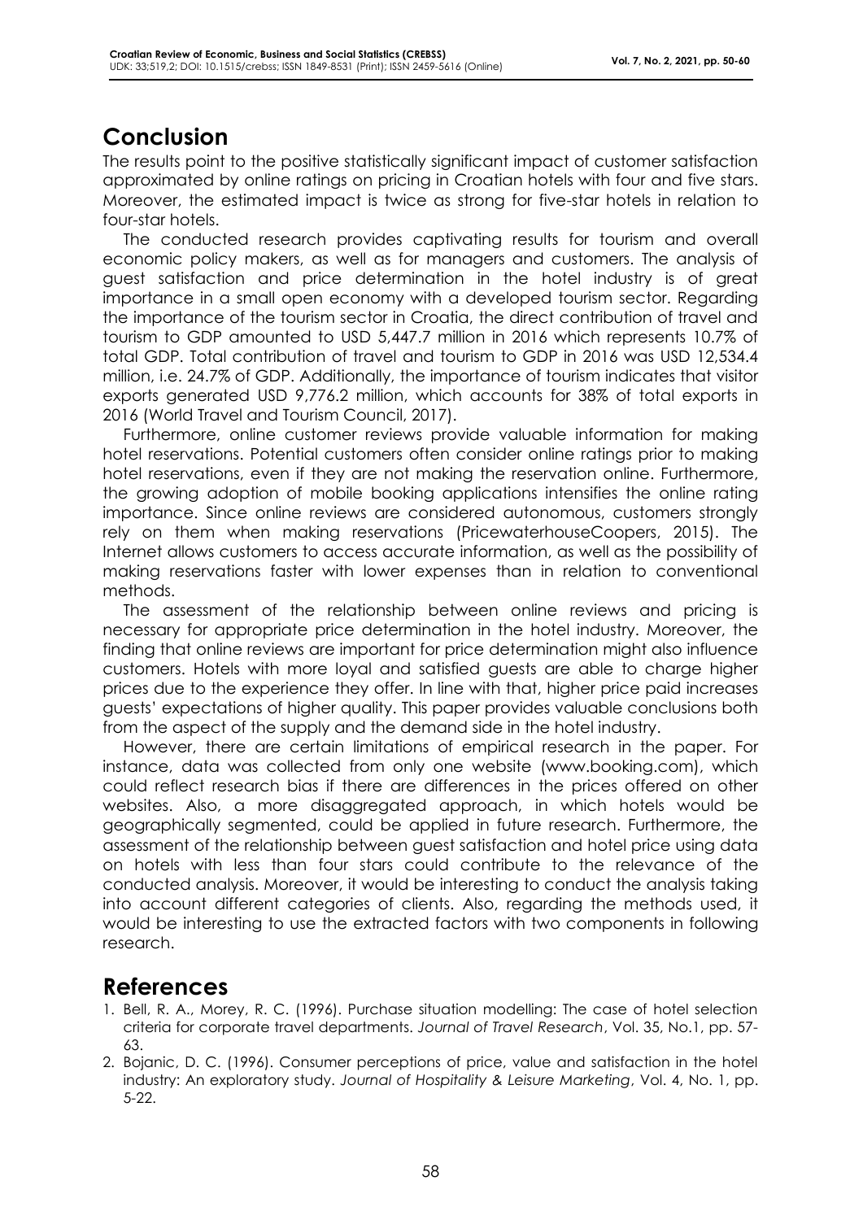## Conclusion

The results point to the positive statistically significant impact of customer satisfaction approximated by online ratings on pricing in Croatian hotels with four and five stars. Moreover, the estimated impact is twice as strong for five-star hotels in relation to four-star hotels.

The conducted research provides captivating results for tourism and overall economic policy makers, as well as for managers and customers. The analysis of guest satisfaction and price determination in the hotel industry is of great importance in a small open economy with a developed tourism sector. Regarding the importance of the tourism sector in Croatia, the direct contribution of travel and tourism to GDP amounted to USD 5,447.7 million in 2016 which represents 10.7% of total GDP. Total contribution of travel and tourism to GDP in 2016 was USD 12,534.4 million, i.e. 24.7% of GDP. Additionally, the importance of tourism indicates that visitor exports generated USD 9,776.2 million, which accounts for 38% of total exports in 2016 (World Travel and Tourism Council, 2017).

Furthermore, online customer reviews provide valuable information for making hotel reservations. Potential customers often consider online ratings prior to making hotel reservations, even if they are not making the reservation online. Furthermore, the growing adoption of mobile booking applications intensifies the online rating importance. Since online reviews are considered autonomous, customers strongly rely on them when making reservations (PricewaterhouseCoopers, 2015). The Internet allows customers to access accurate information, as well as the possibility of making reservations faster with lower expenses than in relation to conventional methods.

The assessment of the relationship between online reviews and pricing is necessary for appropriate price determination in the hotel industry. Moreover, the finding that online reviews are important for price determination might also influence customers. Hotels with more loyal and satisfied guests are able to charge higher prices due to the experience they offer. In line with that, higher price paid increases guests' expectations of higher quality. This paper provides valuable conclusions both from the aspect of the supply and the demand side in the hotel industry.

However, there are certain limitations of empirical research in the paper. For instance, data was collected from only one website (www.booking.com), which could reflect research bias if there are differences in the prices offered on other websites. Also, a more disaggregated approach, in which hotels would be geographically segmented, could be applied in future research. Furthermore, the assessment of the relationship between guest satisfaction and hotel price using data on hotels with less than four stars could contribute to the relevance of the conducted analysis. Moreover, it would be interesting to conduct the analysis taking into account different categories of clients. Also, regarding the methods used, it would be interesting to use the extracted factors with two components in following research.

## References

1. Bell, R. A., Morey, R. C. (1996). Purchase situation modelling: The case of hotel selection criteria for corporate travel departments. *Journal of Travel Research*, Vol. 35, No.1, pp. 57-63.
2. Bojanic, D. C. (1996). Consumer perceptions of price, value and satisfaction in the hotel industry: An exploratory study. *Journal of Hospitality & Leisure Marketing*, Vol. 4, No. 1, pp. 5-22.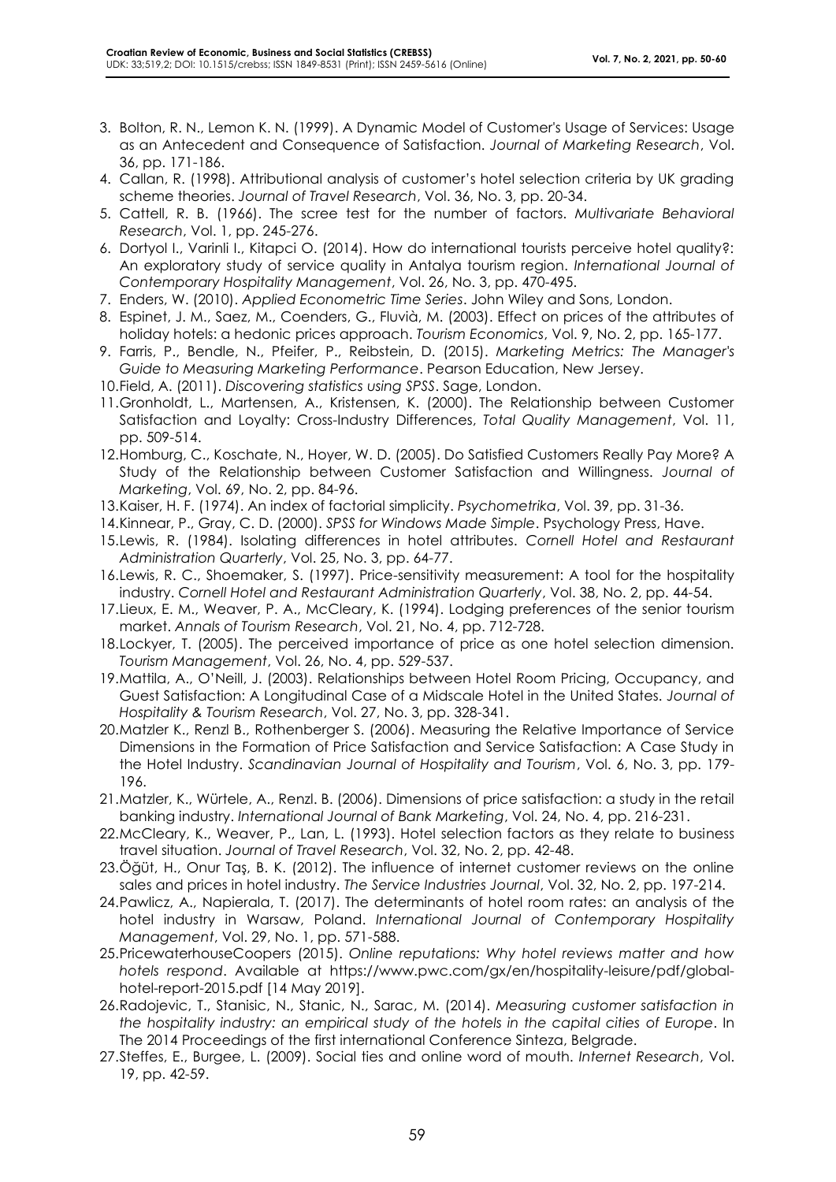3. Bolton, R. N., Lemon K. N. (1999). A Dynamic Model of Customer's Usage of Services: Usage as an Antecedent and Consequence of Satisfaction. *Journal of Marketing Research*, Vol. 36, pp. 171-186.
4. Callan, R. (1998). Attributional analysis of customer's hotel selection criteria by UK grading scheme theories. *Journal of Travel Research*, Vol. 36, No. 3, pp. 20-34.
5. Cattell, R. B. (1966). The scree test for the number of factors. *Multivariate Behavioral Research*, Vol. 1, pp. 245-276.
6. Dortyol I., Varinli I., Kitapci O. (2014). How do international tourists perceive hotel quality?: An exploratory study of service quality in Antalya tourism region. *International Journal of Contemporary Hospitality Management*, Vol. 26, No. 3, pp. 470-495.
7. Enders, W. (2010). *Applied Econometric Time Series*. John Wiley and Sons, London.
8. Espinet, J. M., Saez, M., Coenders, G., Fluvià, M. (2003). Effect on prices of the attributes of holiday hotels: a hedonic prices approach. *Tourism Economics*, Vol. 9, No. 2, pp. 165-177.
9. Farris, P., Bendle, N., Pfeifer, P., Reibstein, D. (2015). *Marketing Metrics: The Manager's Guide to Measuring Marketing Performance*. Pearson Education, New Jersey.
10. Field, A. (2011). *Discovering statistics using SPSS*. Sage, London.
11. Gronholdt, L., Martensen, A., Kristensen, K. (2000). The Relationship between Customer Satisfaction and Loyalty: Cross-Industry Differences, *Total Quality Management*, Vol. 11, pp. 509-514.
12. Homburg, C., Koschate, N., Hoyer, W. D. (2005). Do Satisfied Customers Really Pay More? A Study of the Relationship between Customer Satisfaction and Willingness. *Journal of Marketing*, Vol. 69, No. 2, pp. 84-96.
13. Kaiser, H. F. (1974). An index of factorial simplicity. *Psychometrika*, Vol. 39, pp. 31-36.
14. Kinnear, P., Gray, C. D. (2000). *SPSS for Windows Made Simple*. Psychology Press, Have.
15. Lewis, R. (1984). Isolating differences in hotel attributes. *Cornell Hotel and Restaurant Administration Quarterly*, Vol. 25, No. 3, pp. 64-77.
16. Lewis, R. C., Shoemaker, S. (1997). Price-sensitivity measurement: A tool for the hospitality industry. *Cornell Hotel and Restaurant Administration Quarterly*, Vol. 38, No. 2, pp. 44-54.
17. Lieux, E. M., Weaver, P. A., McCleary, K. (1994). Lodging preferences of the senior tourism market. *Annals of Tourism Research*, Vol. 21, No. 4, pp. 712-728.
18. Lockyer, T. (2005). The perceived importance of price as one hotel selection dimension. *Tourism Management*, Vol. 26, No. 4, pp. 529-537.
19. Mattila, A., O'Neill, J. (2003). Relationships between Hotel Room Pricing, Occupancy, and Guest Satisfaction: A Longitudinal Case of a Midscale Hotel in the United States. *Journal of Hospitality & Tourism Research*, Vol. 27, No. 3, pp. 328-341.
20. Matzler K., Renzl B., Rothenberger S. (2006). Measuring the Relative Importance of Service Dimensions in the Formation of Price Satisfaction and Service Satisfaction: A Case Study in the Hotel Industry. *Scandinavian Journal of Hospitality and Tourism*, Vol. 6, No. 3, pp. 179-196.
21. Matzler, K., Würtele, A., Renzl. B. (2006). Dimensions of price satisfaction: a study in the retail banking industry. *International Journal of Bank Marketing*, Vol. 24, No. 4, pp. 216-231.
22. McCleary, K., Weaver, P., Lan, L. (1993). Hotel selection factors as they relate to business travel situation. *Journal of Travel Research*, Vol. 32, No. 2, pp. 42-48.
23. Öğüt, H., Onur Taş, B. K. (2012). The influence of internet customer reviews on the online sales and prices in hotel industry. *The Service Industries Journal*, Vol. 32, No. 2, pp. 197-214.
24. Pawlicz, A., Napierala, T. (2017). The determinants of hotel room rates: an analysis of the hotel industry in Warsaw, Poland. *International Journal of Contemporary Hospitality Management*, Vol. 29, No. 1, pp. 571-588.
25. PricewaterhouseCoopers (2015). *Online reputations: Why hotel reviews matter and how hotels respond*. Available at https://www.pwc.com/gx/en/hospitality-leisure/pdf/global-hotel-report-2015.pdf [14 May 2019].
26. Radojevic, T., Stanisic, N., Stanic, N., Sarac, M. (2014). *Measuring customer satisfaction in the hospitality industry: an empirical study of the hotels in the capital cities of Europe*. In The 2014 Proceedings of the first international Conference Sinteza, Belgrade.
27. Steffes, E., Burgee, L. (2009). Social ties and online word of mouth. *Internet Research*, Vol. 19, pp. 42-59.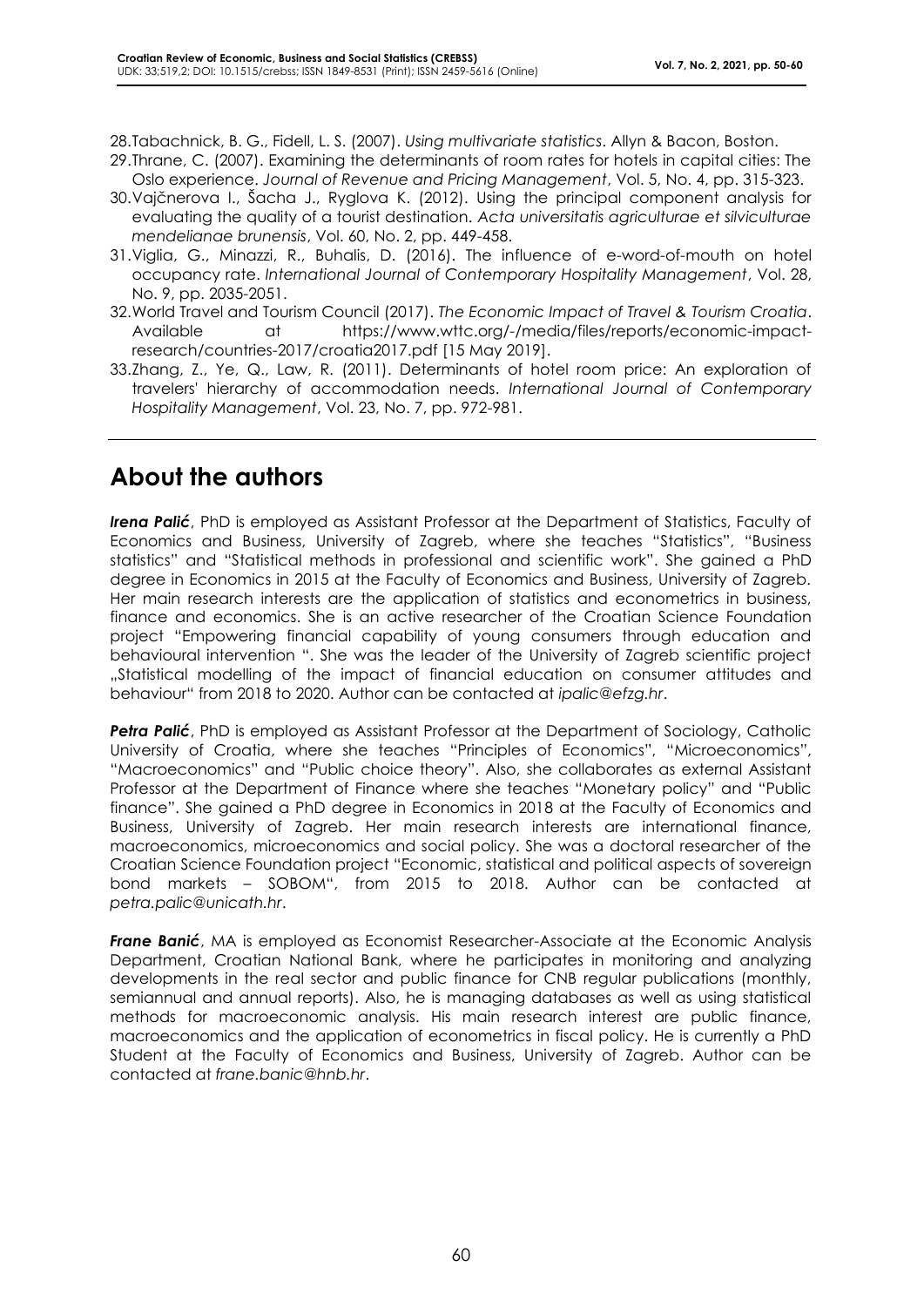28. Tabachnick, B. G., Fidell, L. S. (2007). *Using multivariate statistics*. Allyn & Bacon, Boston.
29. Thrane, C. (2007). Examining the determinants of room rates for hotels in capital cities: The Oslo experience. *Journal of Revenue and Pricing Management*, Vol. 5, No. 4, pp. 315-323.
30. Vajčnerova I., Šacha J., Ryglova K. (2012). Using the principal component analysis for evaluating the quality of a tourist destination. *Acta universitatis agriculturae et silviculturae mendelianae brunensis*, Vol. 60, No. 2, pp. 449-458.
31. Viglia, G., Minazzi, R., Buhalis, D. (2016). The influence of e-word-of-mouth on hotel occupancy rate. *International Journal of Contemporary Hospitality Management*, Vol. 28, No. 9, pp. 2035-2051.
32. World Travel and Tourism Council (2017). *The Economic Impact of Travel & Tourism Croatia*. Available at https://www.wttc.org/-/media/files/reports/economic-impact-research/countries-2017/croatia2017.pdf [15 May 2019].
33. Zhang, Z., Ye, Q., Law, R. (2011). Determinants of hotel room price: An exploration of travelers' hierarchy of accommodation needs. *International Journal of Contemporary Hospitality Management*, Vol. 23, No. 7, pp. 972-981.

## About the authors

***Irena Palić***, PhD is employed as Assistant Professor at the Department of Statistics, Faculty of Economics and Business, University of Zagreb, where she teaches "Statistics", "Business statistics" and "Statistical methods in professional and scientific work". She gained a PhD degree in Economics in 2015 at the Faculty of Economics and Business, University of Zagreb. Her main research interests are the application of statistics and econometrics in business, finance and economics. She is an active researcher of the Croatian Science Foundation project "Empowering financial capability of young consumers through education and behavioural intervention ". She was the leader of the University of Zagreb scientific project „Statistical modelling of the impact of financial education on consumer attitudes and behaviour" from 2018 to 2020. Author can be contacted at *ipalic@efzg.hr*.

***Petra Palić***, PhD is employed as Assistant Professor at the Department of Sociology, Catholic University of Croatia, where she teaches "Principles of Economics", "Microeconomics", "Macroeconomics" and "Public choice theory". Also, she collaborates as external Assistant Professor at the Department of Finance where she teaches "Monetary policy" and "Public finance". She gained a PhD degree in Economics in 2018 at the Faculty of Economics and Business, University of Zagreb. Her main research interests are international finance, macroeconomics, microeconomics and social policy. She was a doctoral researcher of the Croatian Science Foundation project "Economic, statistical and political aspects of sovereign bond markets – SOBOM", from 2015 to 2018. Author can be contacted at *petra.palic@unicath.hr*.

***Frane Banić***, MA is employed as Economist Researcher-Associate at the Economic Analysis Department, Croatian National Bank, where he participates in monitoring and analyzing developments in the real sector and public finance for CNB regular publications (monthly, semiannual and annual reports). Also, he is managing databases as well as using statistical methods for macroeconomic analysis. His main research interest are public finance, macroeconomics and the application of econometrics in fiscal policy. He is currently a PhD Student at the Faculty of Economics and Business, University of Zagreb. Author can be contacted at *frane.banic@hnb.hr*.